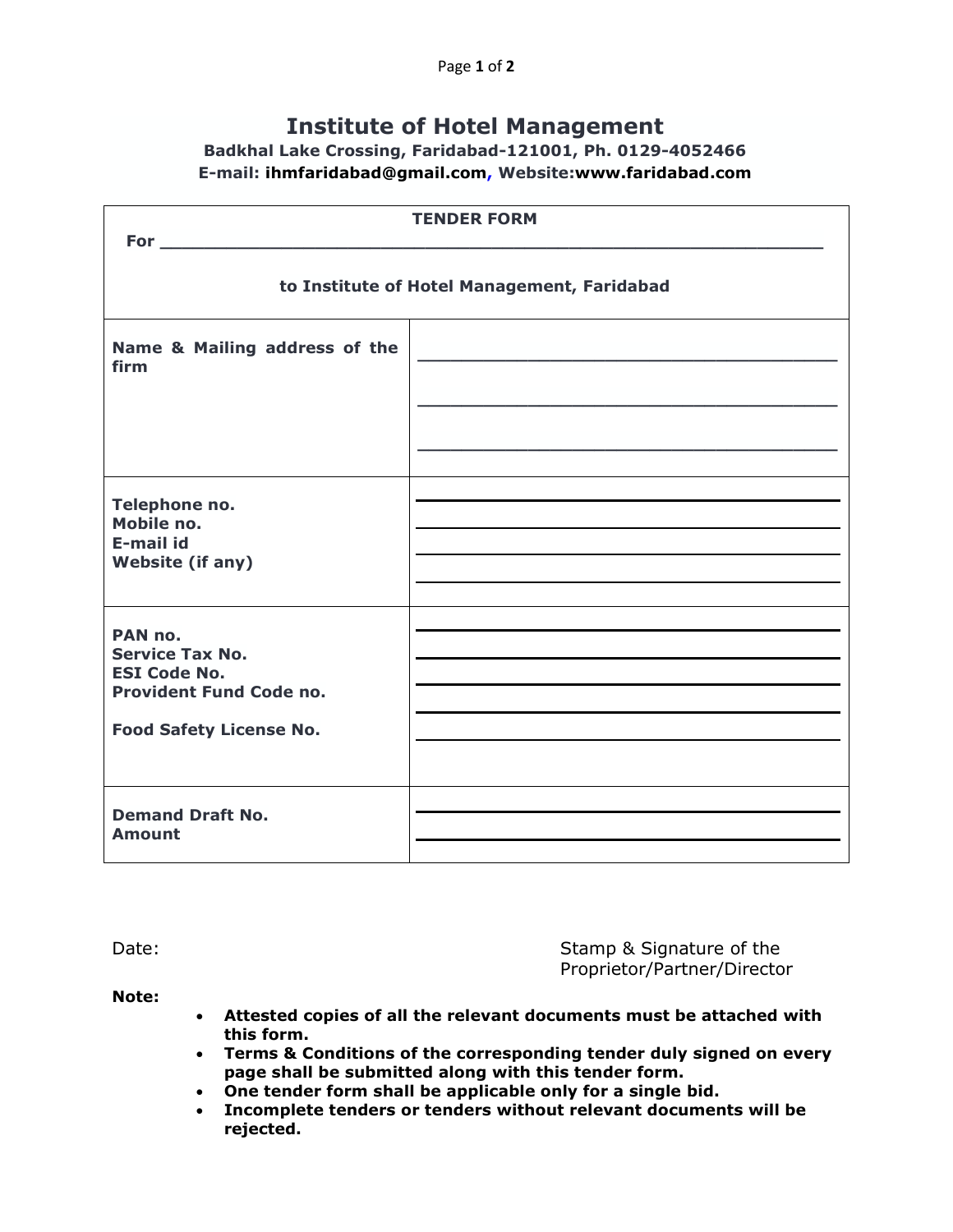# Institute of Hotel Management

**Badkhal Lake Crossing, Faridabad-121001, Ph. 0129-4052466**
**E-mail: ihmfaridabad@gmail.com, Website:www.faridabad.com**

| **TENDER FORM**<br>**For ____________________________________________**<br><br>**to Institute of Hotel Management, Faridabad** | |
|---|---|
| **Name & Mailing address of the firm** | ______________________________<br>______________________________<br>______________________________ |
| **Telephone no.**<br>**Mobile no.**<br>**E-mail id**<br>**Website (if any)** | ______________________________<br>______________________________<br>______________________________<br>______________________________ |
| **PAN no.**<br>**Service Tax No.**<br>**ESI Code No.**<br>**Provident Fund Code no.**<br><br>**Food Safety License No.** | ______________________________<br>______________________________<br>______________________________<br>______________________________<br>______________________________ |
| **Demand Draft No.**<br>**Amount** | ______________________________<br>______________________________ |

Date: Stamp & Signature of the Proprietor/Partner/Director

**Note:**

- **Attested copies of all the relevant documents must be attached with this form.**
- **Terms & Conditions of the corresponding tender duly signed on every page shall be submitted along with this tender form.**
- **One tender form shall be applicable only for a single bid.**
- **Incomplete tenders or tenders without relevant documents will be rejected.**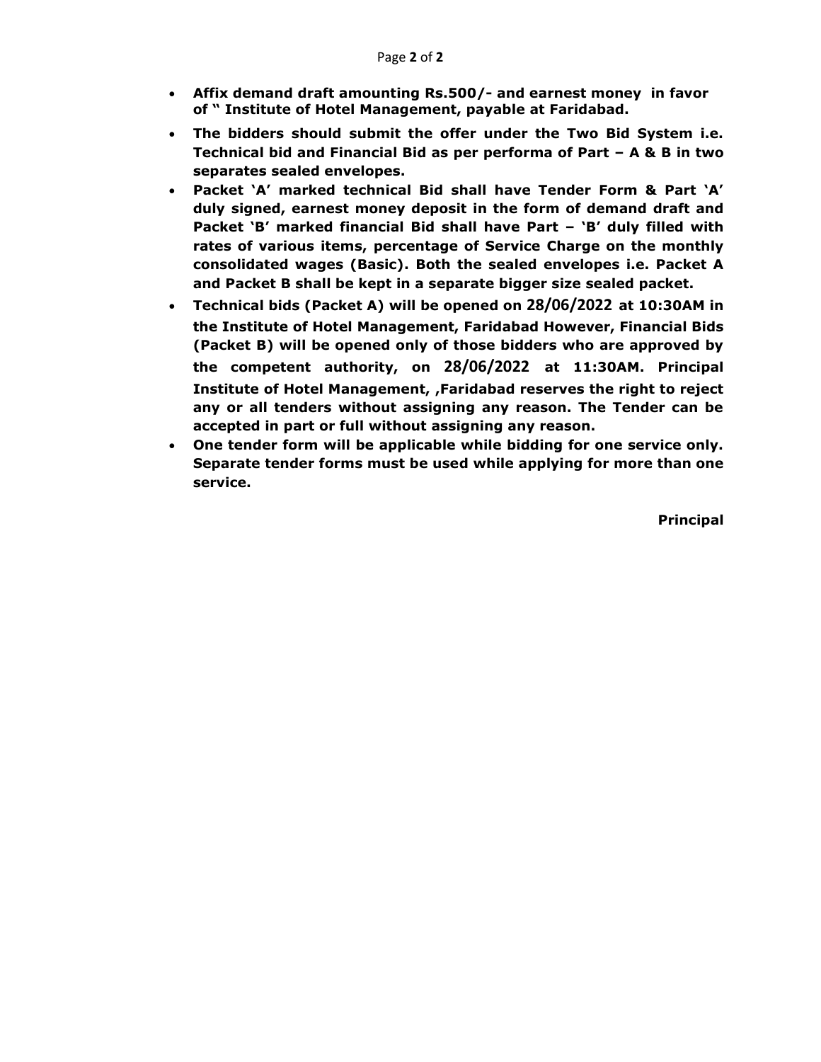- **Affix demand draft amounting Rs.500/- and earnest money in favor of " Institute of Hotel Management, payable at Faridabad.**
- **The bidders should submit the offer under the Two Bid System i.e. Technical bid and Financial Bid as per performa of Part – A & B in two separates sealed envelopes.**
- **Packet 'A' marked technical Bid shall have Tender Form & Part 'A' duly signed, earnest money deposit in the form of demand draft and Packet 'B' marked financial Bid shall have Part – 'B' duly filled with rates of various items, percentage of Service Charge on the monthly consolidated wages (Basic). Both the sealed envelopes i.e. Packet A and Packet B shall be kept in a separate bigger size sealed packet.**
- **Technical bids (Packet A) will be opened on 28/06/2022 at 10:30AM in the Institute of Hotel Management, Faridabad However, Financial Bids (Packet B) will be opened only of those bidders who are approved by the competent authority, on 28/06/2022 at 11:30AM. Principal Institute of Hotel Management, ,Faridabad reserves the right to reject any or all tenders without assigning any reason. The Tender can be accepted in part or full without assigning any reason.**
- **One tender form will be applicable while bidding for one service only. Separate tender forms must be used while applying for more than one service.**

**Principal**